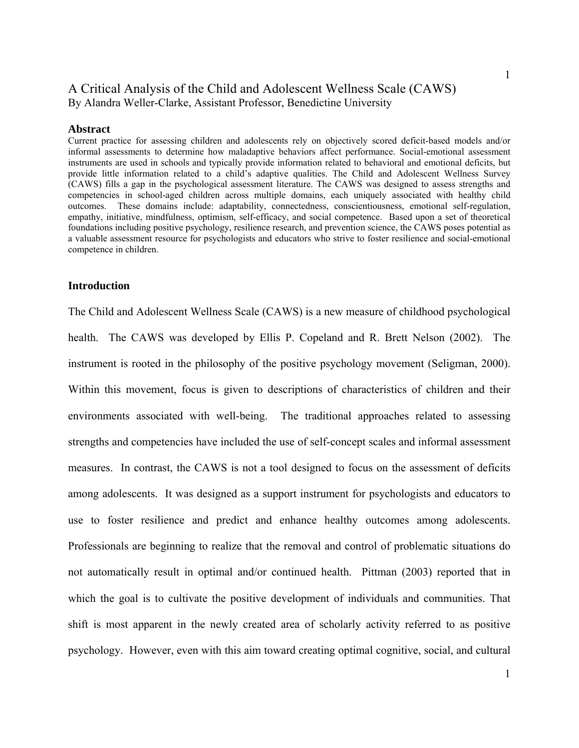# A Critical Analysis of the Child and Adolescent Wellness Scale (CAWS)

By Alandra Weller-Clarke, Assistant Professor, Benedictine University

## Abstract

Current practice for assessing children and adolescents rely on objectively scored deficit-based models and/or informal assessments to determine how maladaptive behaviors affect performance. Social-emotional assessment instruments are used in schools and typically provide information related to behavioral and emotional deficits, but provide little information related to a child's adaptive qualities. The Child and Adolescent Wellness Survey (CAWS) fills a gap in the psychological assessment literature. The CAWS was designed to assess strengths and competencies in school-aged children across multiple domains, each uniquely associated with healthy child outcomes. These domains include: adaptability, connectedness, conscientiousness, emotional self-regulation, empathy, initiative, mindfulness, optimism, self-efficacy, and social competence. Based upon a set of theoretical foundations including positive psychology, resilience research, and prevention science, the CAWS poses potential as a valuable assessment resource for psychologists and educators who strive to foster resilience and social-emotional competence in children.

## Introduction

The Child and Adolescent Wellness Scale (CAWS) is a new measure of childhood psychological health. The CAWS was developed by Ellis P. Copeland and R. Brett Nelson (2002). The instrument is rooted in the philosophy of the positive psychology movement (Seligman, 2000). Within this movement, focus is given to descriptions of characteristics of children and their environments associated with well-being. The traditional approaches related to assessing strengths and competencies have included the use of self-concept scales and informal assessment measures. In contrast, the CAWS is not a tool designed to focus on the assessment of deficits among adolescents. It was designed as a support instrument for psychologists and educators to use to foster resilience and predict and enhance healthy outcomes among adolescents. Professionals are beginning to realize that the removal and control of problematic situations do not automatically result in optimal and/or continued health. Pittman (2003) reported that in which the goal is to cultivate the positive development of individuals and communities. That shift is most apparent in the newly created area of scholarly activity referred to as positive psychology. However, even with this aim toward creating optimal cognitive, social, and cultural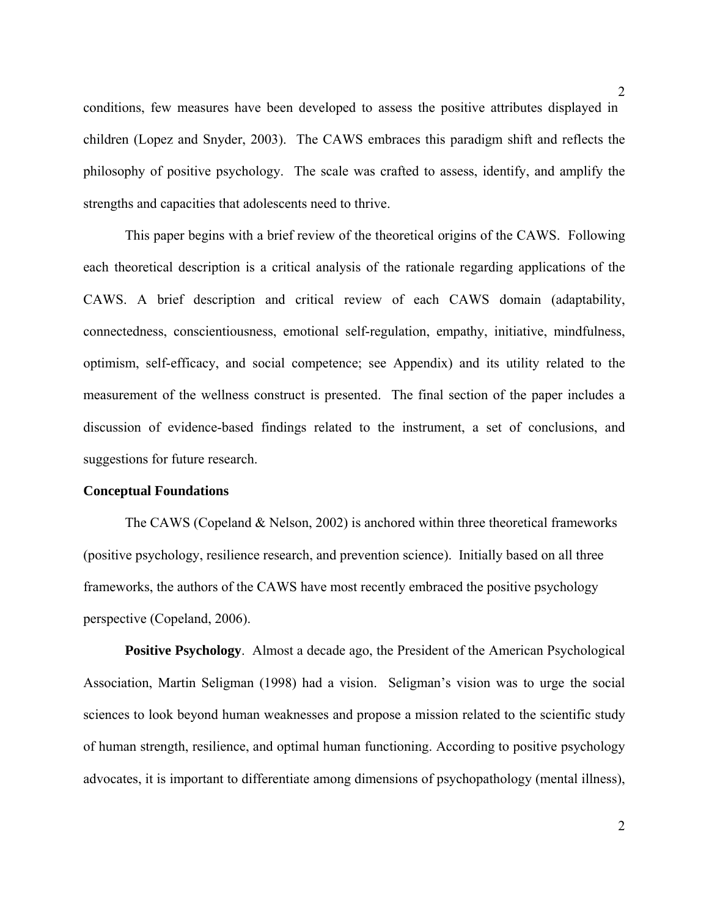conditions, few measures have been developed to assess the positive attributes displayed in children (Lopez and Snyder, 2003). The CAWS embraces this paradigm shift and reflects the philosophy of positive psychology. The scale was crafted to assess, identify, and amplify the strengths and capacities that adolescents need to thrive.

This paper begins with a brief review of the theoretical origins of the CAWS. Following each theoretical description is a critical analysis of the rationale regarding applications of the CAWS. A brief description and critical review of each CAWS domain (adaptability, connectedness, conscientiousness, emotional self-regulation, empathy, initiative, mindfulness, optimism, self-efficacy, and social competence; see Appendix) and its utility related to the measurement of the wellness construct is presented. The final section of the paper includes a discussion of evidence-based findings related to the instrument, a set of conclusions, and suggestions for future research.

## Conceptual Foundations

The CAWS (Copeland & Nelson, 2002) is anchored within three theoretical frameworks (positive psychology, resilience research, and prevention science). Initially based on all three frameworks, the authors of the CAWS have most recently embraced the positive psychology perspective (Copeland, 2006).

**Positive Psychology**. Almost a decade ago, the President of the American Psychological Association, Martin Seligman (1998) had a vision. Seligman's vision was to urge the social sciences to look beyond human weaknesses and propose a mission related to the scientific study of human strength, resilience, and optimal human functioning. According to positive psychology advocates, it is important to differentiate among dimensions of psychopathology (mental illness),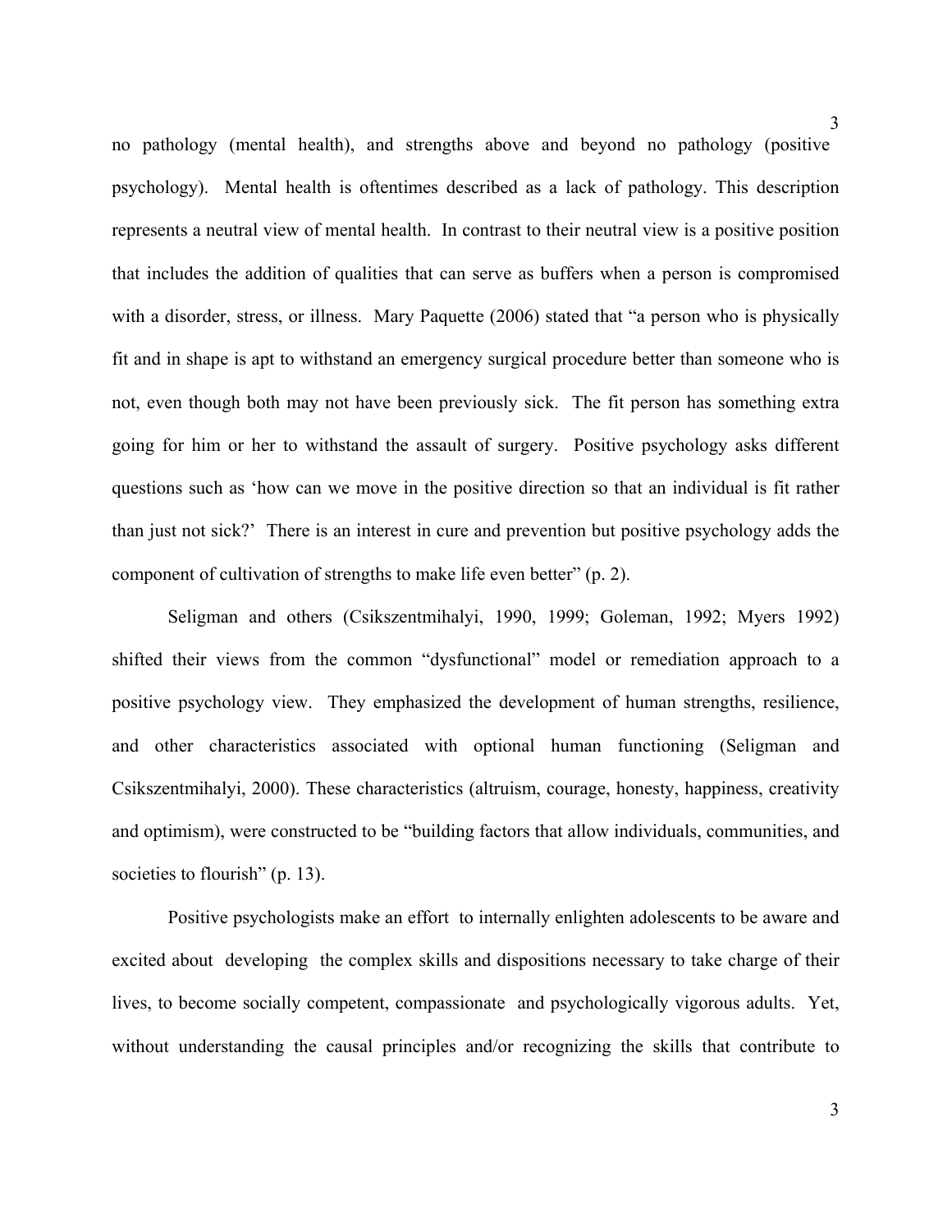no pathology (mental health), and strengths above and beyond no pathology (positive psychology). Mental health is oftentimes described as a lack of pathology. This description represents a neutral view of mental health. In contrast to their neutral view is a positive position that includes the addition of qualities that can serve as buffers when a person is compromised with a disorder, stress, or illness. Mary Paquette (2006) stated that "a person who is physically fit and in shape is apt to withstand an emergency surgical procedure better than someone who is not, even though both may not have been previously sick. The fit person has something extra going for him or her to withstand the assault of surgery. Positive psychology asks different questions such as 'how can we move in the positive direction so that an individual is fit rather than just not sick?' There is an interest in cure and prevention but positive psychology adds the component of cultivation of strengths to make life even better" (p. 2).

Seligman and others (Csikszentmihalyi, 1990, 1999; Goleman, 1992; Myers 1992) shifted their views from the common "dysfunctional" model or remediation approach to a positive psychology view. They emphasized the development of human strengths, resilience, and other characteristics associated with optional human functioning (Seligman and Csikszentmihalyi, 2000). These characteristics (altruism, courage, honesty, happiness, creativity and optimism), were constructed to be "building factors that allow individuals, communities, and societies to flourish" (p. 13).

Positive psychologists make an effort to internally enlighten adolescents to be aware and excited about developing the complex skills and dispositions necessary to take charge of their lives, to become socially competent, compassionate and psychologically vigorous adults. Yet, without understanding the causal principles and/or recognizing the skills that contribute to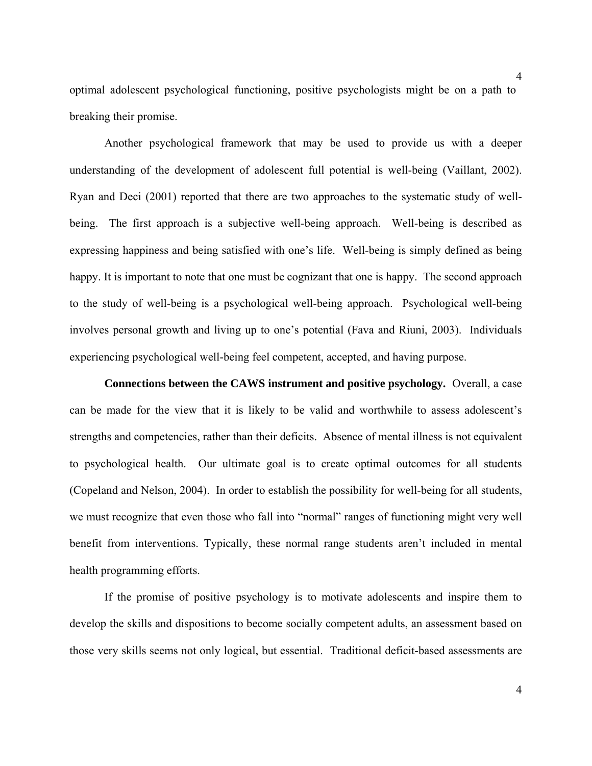optimal adolescent psychological functioning, positive psychologists might be on a path to breaking their promise.

Another psychological framework that may be used to provide us with a deeper understanding of the development of adolescent full potential is well-being (Vaillant, 2002). Ryan and Deci (2001) reported that there are two approaches to the systematic study of well-being. The first approach is a subjective well-being approach. Well-being is described as expressing happiness and being satisfied with one's life. Well-being is simply defined as being happy. It is important to note that one must be cognizant that one is happy. The second approach to the study of well-being is a psychological well-being approach. Psychological well-being involves personal growth and living up to one's potential (Fava and Riuni, 2003). Individuals experiencing psychological well-being feel competent, accepted, and having purpose.

**Connections between the CAWS instrument and positive psychology.** Overall, a case can be made for the view that it is likely to be valid and worthwhile to assess adolescent's strengths and competencies, rather than their deficits. Absence of mental illness is not equivalent to psychological health. Our ultimate goal is to create optimal outcomes for all students (Copeland and Nelson, 2004). In order to establish the possibility for well-being for all students, we must recognize that even those who fall into "normal" ranges of functioning might very well benefit from interventions. Typically, these normal range students aren't included in mental health programming efforts.

If the promise of positive psychology is to motivate adolescents and inspire them to develop the skills and dispositions to become socially competent adults, an assessment based on those very skills seems not only logical, but essential. Traditional deficit-based assessments are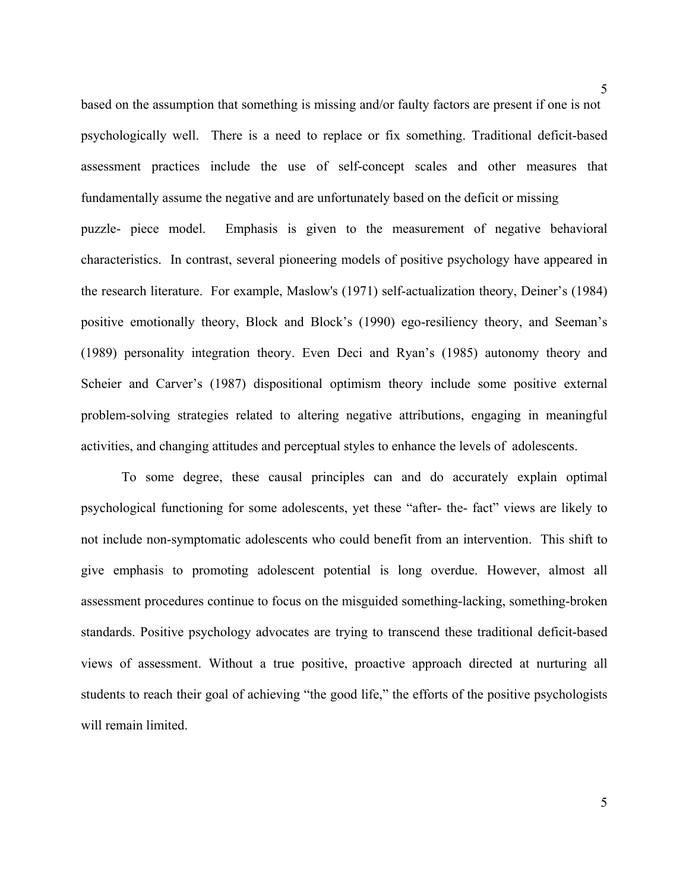based on the assumption that something is missing and/or faulty factors are present if one is not psychologically well. There is a need to replace or fix something. Traditional deficit-based assessment practices include the use of self-concept scales and other measures that fundamentally assume the negative and are unfortunately based on the deficit or missing puzzle- piece model. Emphasis is given to the measurement of negative behavioral characteristics. In contrast, several pioneering models of positive psychology have appeared in the research literature. For example, Maslow's (1971) self-actualization theory, Deiner's (1984) positive emotionally theory, Block and Block's (1990) ego-resiliency theory, and Seeman's (1989) personality integration theory. Even Deci and Ryan's (1985) autonomy theory and Scheier and Carver's (1987) dispositional optimism theory include some positive external problem-solving strategies related to altering negative attributions, engaging in meaningful activities, and changing attitudes and perceptual styles to enhance the levels of adolescents.

To some degree, these causal principles can and do accurately explain optimal psychological functioning for some adolescents, yet these "after- the- fact" views are likely to not include non-symptomatic adolescents who could benefit from an intervention. This shift to give emphasis to promoting adolescent potential is long overdue. However, almost all assessment procedures continue to focus on the misguided something-lacking, something-broken standards. Positive psychology advocates are trying to transcend these traditional deficit-based views of assessment. Without a true positive, proactive approach directed at nurturing all students to reach their goal of achieving "the good life," the efforts of the positive psychologists will remain limited.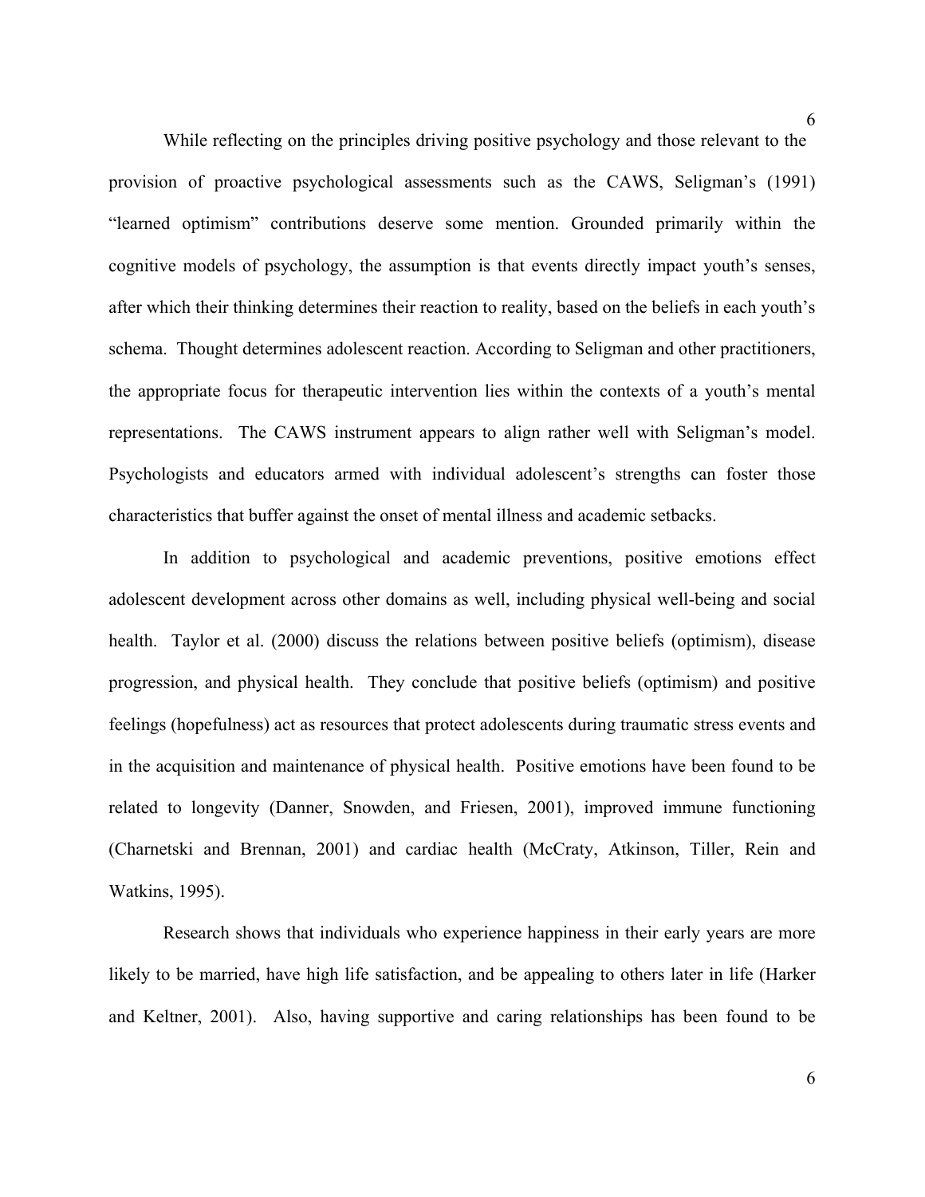While reflecting on the principles driving positive psychology and those relevant to the provision of proactive psychological assessments such as the CAWS, Seligman's (1991) "learned optimism" contributions deserve some mention. Grounded primarily within the cognitive models of psychology, the assumption is that events directly impact youth's senses, after which their thinking determines their reaction to reality, based on the beliefs in each youth's schema. Thought determines adolescent reaction. According to Seligman and other practitioners, the appropriate focus for therapeutic intervention lies within the contexts of a youth's mental representations. The CAWS instrument appears to align rather well with Seligman's model. Psychologists and educators armed with individual adolescent's strengths can foster those characteristics that buffer against the onset of mental illness and academic setbacks.

In addition to psychological and academic preventions, positive emotions effect adolescent development across other domains as well, including physical well-being and social health. Taylor et al. (2000) discuss the relations between positive beliefs (optimism), disease progression, and physical health. They conclude that positive beliefs (optimism) and positive feelings (hopefulness) act as resources that protect adolescents during traumatic stress events and in the acquisition and maintenance of physical health. Positive emotions have been found to be related to longevity (Danner, Snowden, and Friesen, 2001), improved immune functioning (Charnetski and Brennan, 2001) and cardiac health (McCraty, Atkinson, Tiller, Rein and Watkins, 1995).

Research shows that individuals who experience happiness in their early years are more likely to be married, have high life satisfaction, and be appealing to others later in life (Harker and Keltner, 2001). Also, having supportive and caring relationships has been found to be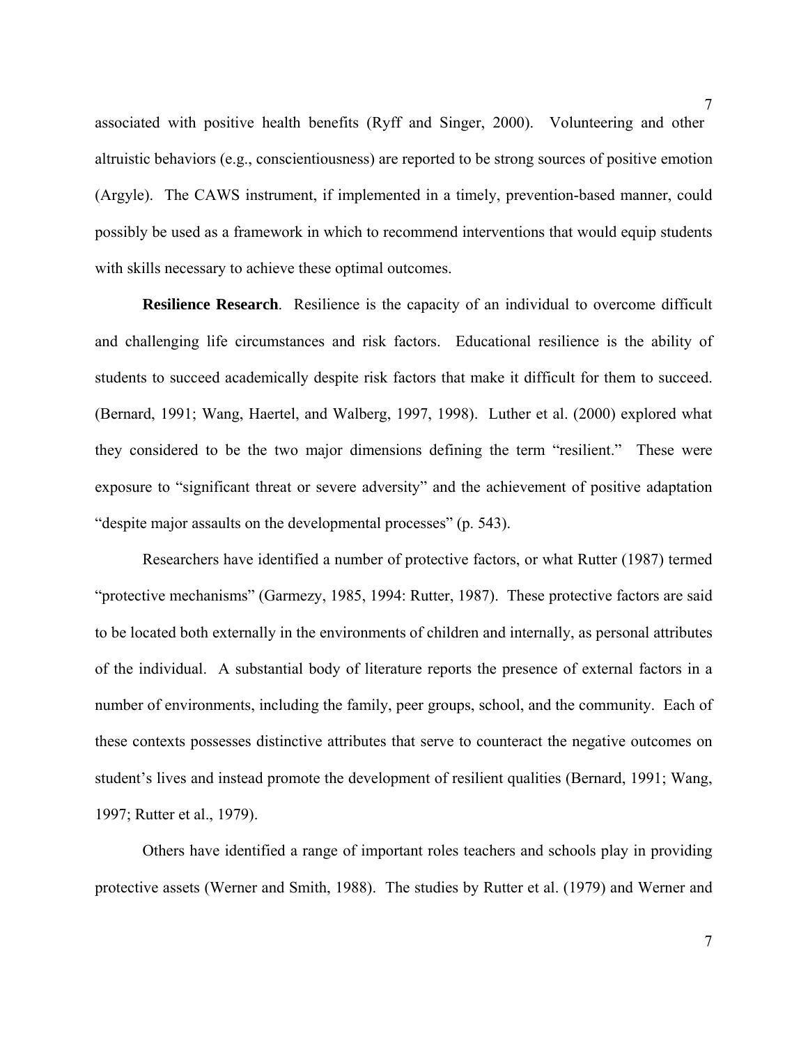associated with positive health benefits (Ryff and Singer, 2000). Volunteering and other altruistic behaviors (e.g., conscientiousness) are reported to be strong sources of positive emotion (Argyle). The CAWS instrument, if implemented in a timely, prevention-based manner, could possibly be used as a framework in which to recommend interventions that would equip students with skills necessary to achieve these optimal outcomes.

**Resilience Research**. Resilience is the capacity of an individual to overcome difficult and challenging life circumstances and risk factors. Educational resilience is the ability of students to succeed academically despite risk factors that make it difficult for them to succeed. (Bernard, 1991; Wang, Haertel, and Walberg, 1997, 1998). Luther et al. (2000) explored what they considered to be the two major dimensions defining the term "resilient." These were exposure to "significant threat or severe adversity" and the achievement of positive adaptation "despite major assaults on the developmental processes" (p. 543).

Researchers have identified a number of protective factors, or what Rutter (1987) termed "protective mechanisms" (Garmezy, 1985, 1994: Rutter, 1987). These protective factors are said to be located both externally in the environments of children and internally, as personal attributes of the individual. A substantial body of literature reports the presence of external factors in a number of environments, including the family, peer groups, school, and the community. Each of these contexts possesses distinctive attributes that serve to counteract the negative outcomes on student's lives and instead promote the development of resilient qualities (Bernard, 1991; Wang, 1997; Rutter et al., 1979).

Others have identified a range of important roles teachers and schools play in providing protective assets (Werner and Smith, 1988). The studies by Rutter et al. (1979) and Werner and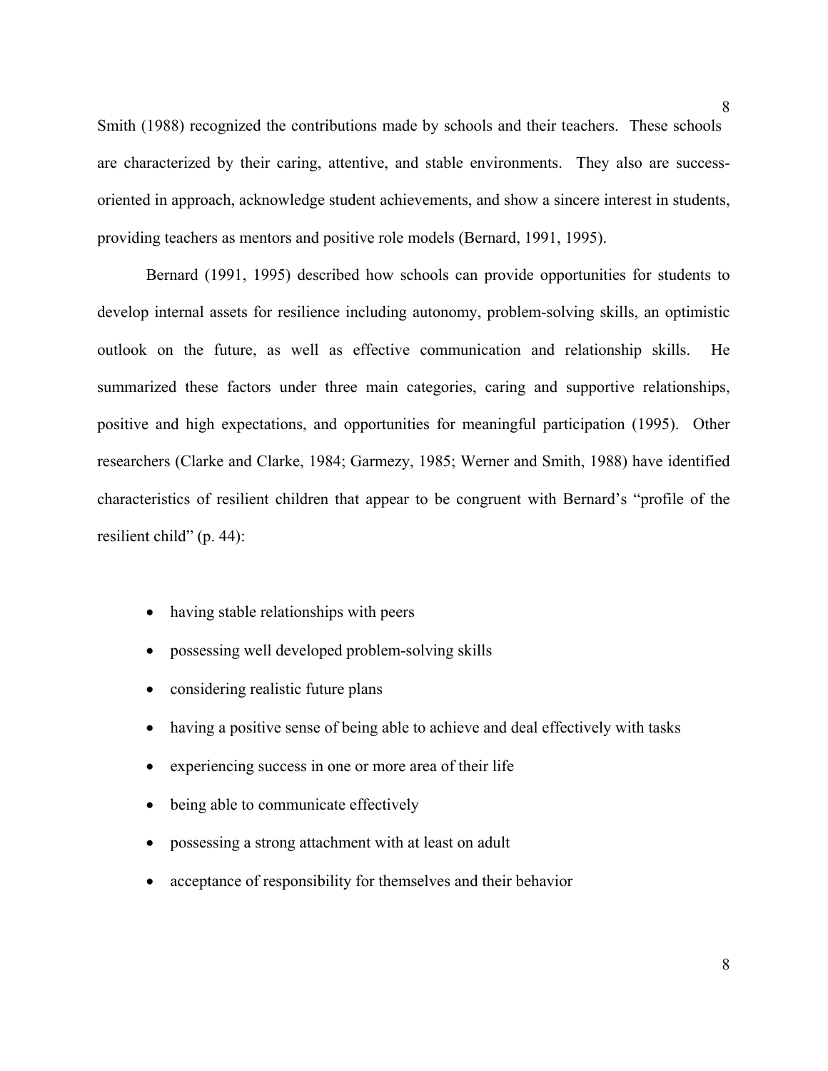Smith (1988) recognized the contributions made by schools and their teachers. These schools are characterized by their caring, attentive, and stable environments. They also are success-oriented in approach, acknowledge student achievements, and show a sincere interest in students, providing teachers as mentors and positive role models (Bernard, 1991, 1995).

Bernard (1991, 1995) described how schools can provide opportunities for students to develop internal assets for resilience including autonomy, problem-solving skills, an optimistic outlook on the future, as well as effective communication and relationship skills. He summarized these factors under three main categories, caring and supportive relationships, positive and high expectations, and opportunities for meaningful participation (1995). Other researchers (Clarke and Clarke, 1984; Garmezy, 1985; Werner and Smith, 1988) have identified characteristics of resilient children that appear to be congruent with Bernard's "profile of the resilient child" (p. 44):

- having stable relationships with peers
- possessing well developed problem-solving skills
- considering realistic future plans
- having a positive sense of being able to achieve and deal effectively with tasks
- experiencing success in one or more area of their life
- being able to communicate effectively
- possessing a strong attachment with at least on adult
- acceptance of responsibility for themselves and their behavior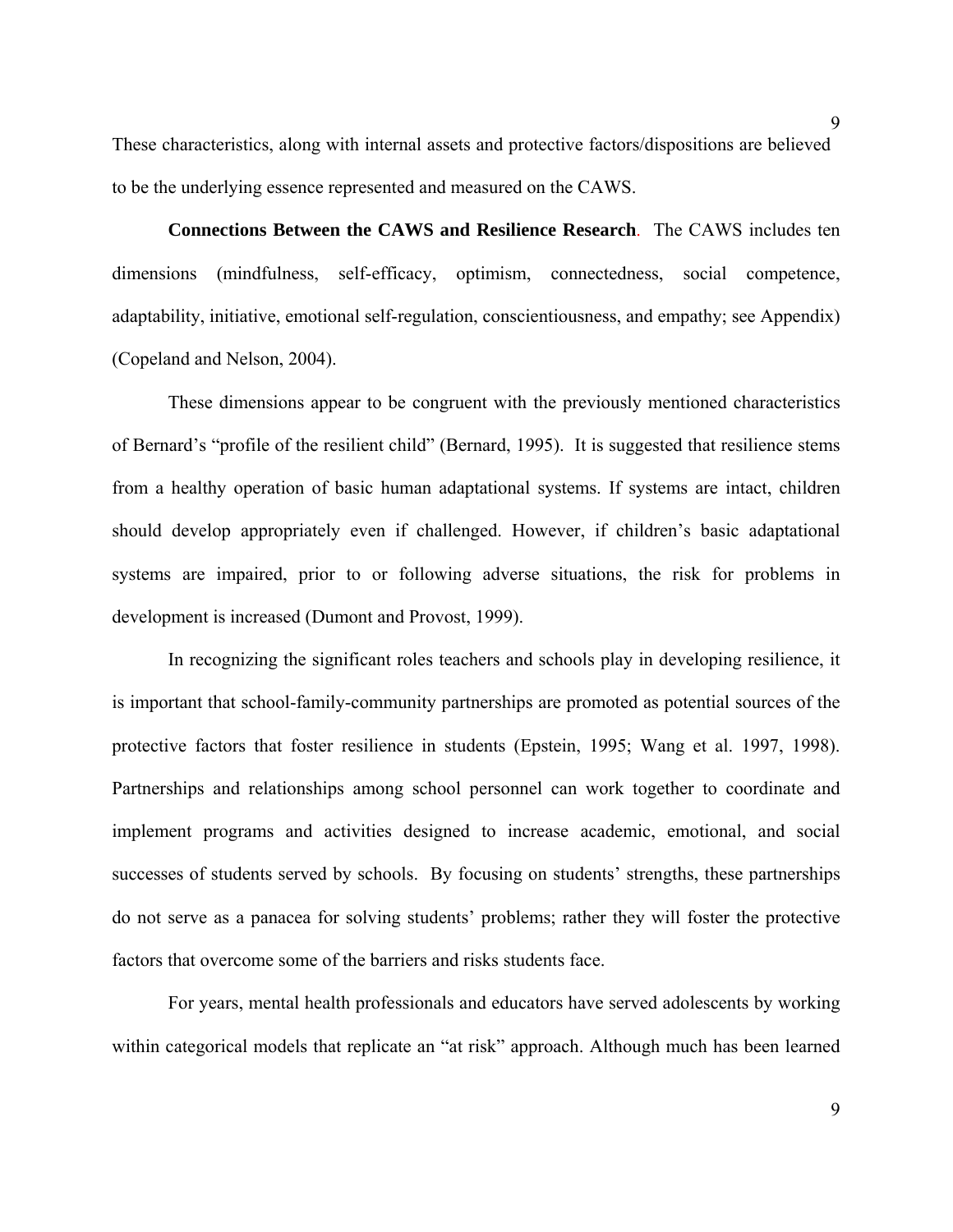These characteristics, along with internal assets and protective factors/dispositions are believed to be the underlying essence represented and measured on the CAWS.

**Connections Between the CAWS and Resilience Research**. The CAWS includes ten dimensions (mindfulness, self-efficacy, optimism, connectedness, social competence, adaptability, initiative, emotional self-regulation, conscientiousness, and empathy; see Appendix) (Copeland and Nelson, 2004).

These dimensions appear to be congruent with the previously mentioned characteristics of Bernard's "profile of the resilient child" (Bernard, 1995). It is suggested that resilience stems from a healthy operation of basic human adaptational systems. If systems are intact, children should develop appropriately even if challenged. However, if children's basic adaptational systems are impaired, prior to or following adverse situations, the risk for problems in development is increased (Dumont and Provost, 1999).

In recognizing the significant roles teachers and schools play in developing resilience, it is important that school-family-community partnerships are promoted as potential sources of the protective factors that foster resilience in students (Epstein, 1995; Wang et al. 1997, 1998). Partnerships and relationships among school personnel can work together to coordinate and implement programs and activities designed to increase academic, emotional, and social successes of students served by schools. By focusing on students' strengths, these partnerships do not serve as a panacea for solving students' problems; rather they will foster the protective factors that overcome some of the barriers and risks students face.

For years, mental health professionals and educators have served adolescents by working within categorical models that replicate an "at risk" approach. Although much has been learned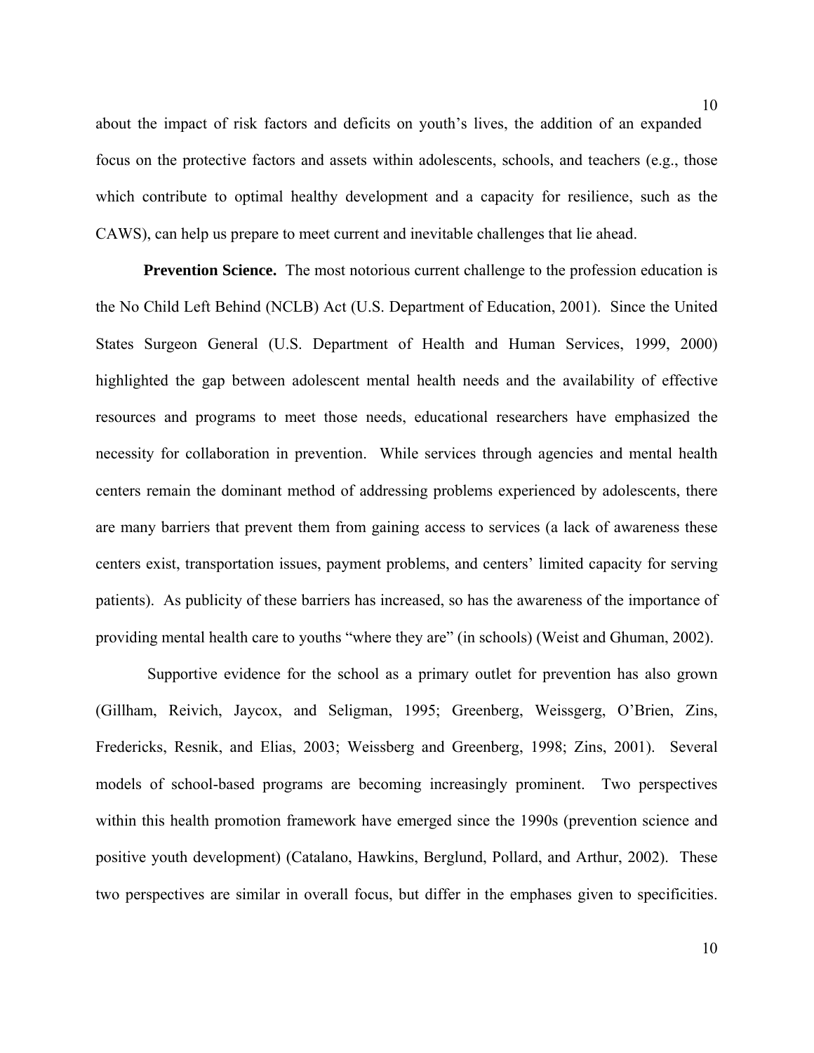about the impact of risk factors and deficits on youth's lives, the addition of an expanded focus on the protective factors and assets within adolescents, schools, and teachers (e.g., those which contribute to optimal healthy development and a capacity for resilience, such as the CAWS), can help us prepare to meet current and inevitable challenges that lie ahead.

**Prevention Science.** The most notorious current challenge to the profession education is the No Child Left Behind (NCLB) Act (U.S. Department of Education, 2001). Since the United States Surgeon General (U.S. Department of Health and Human Services, 1999, 2000) highlighted the gap between adolescent mental health needs and the availability of effective resources and programs to meet those needs, educational researchers have emphasized the necessity for collaboration in prevention. While services through agencies and mental health centers remain the dominant method of addressing problems experienced by adolescents, there are many barriers that prevent them from gaining access to services (a lack of awareness these centers exist, transportation issues, payment problems, and centers' limited capacity for serving patients). As publicity of these barriers has increased, so has the awareness of the importance of providing mental health care to youths "where they are" (in schools) (Weist and Ghuman, 2002).

Supportive evidence for the school as a primary outlet for prevention has also grown (Gillham, Reivich, Jaycox, and Seligman, 1995; Greenberg, Weissgerg, O'Brien, Zins, Fredericks, Resnik, and Elias, 2003; Weissberg and Greenberg, 1998; Zins, 2001). Several models of school-based programs are becoming increasingly prominent. Two perspectives within this health promotion framework have emerged since the 1990s (prevention science and positive youth development) (Catalano, Hawkins, Berglund, Pollard, and Arthur, 2002). These two perspectives are similar in overall focus, but differ in the emphases given to specificities.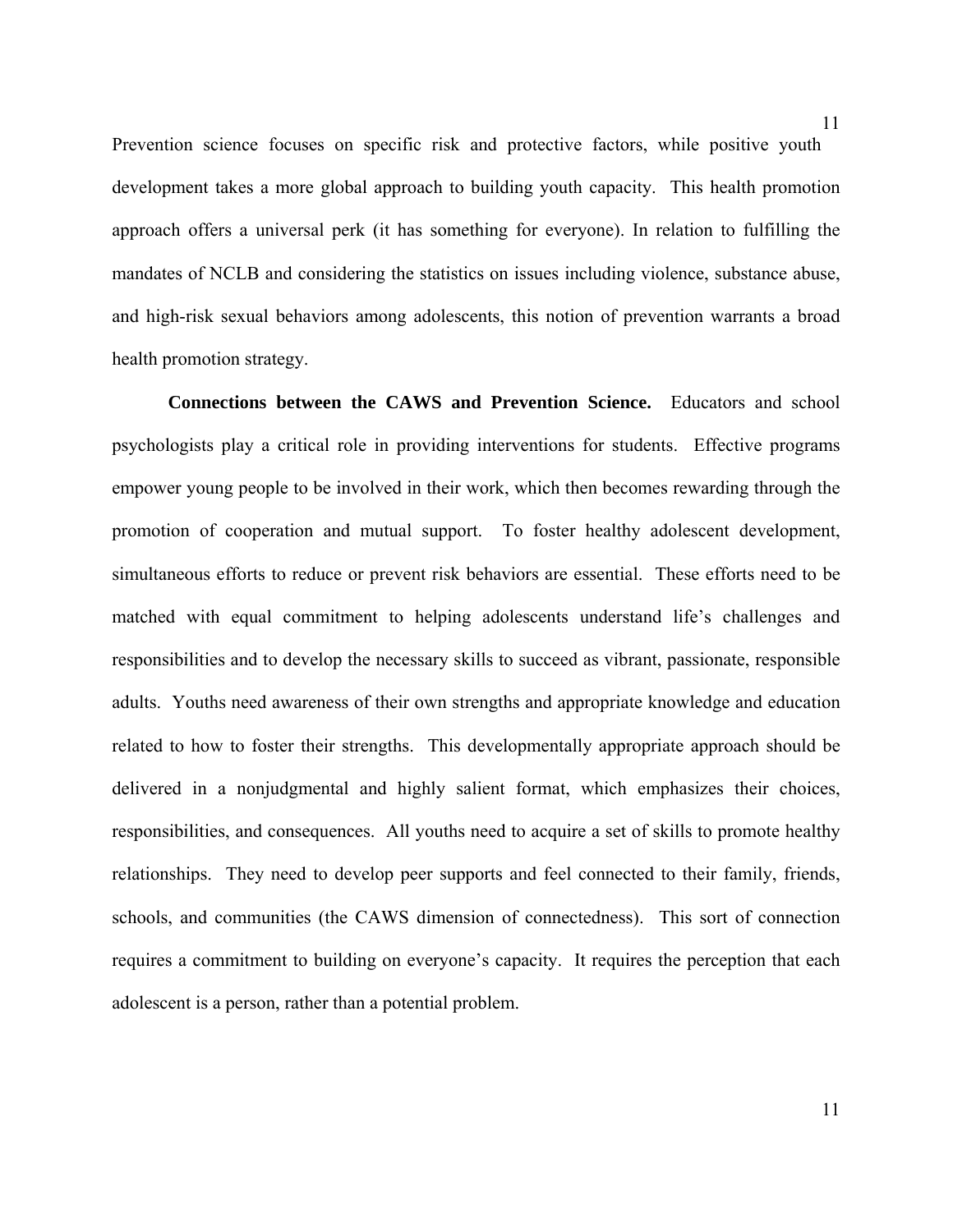Prevention science focuses on specific risk and protective factors, while positive youth development takes a more global approach to building youth capacity. This health promotion approach offers a universal perk (it has something for everyone). In relation to fulfilling the mandates of NCLB and considering the statistics on issues including violence, substance abuse, and high-risk sexual behaviors among adolescents, this notion of prevention warrants a broad health promotion strategy.

**Connections between the CAWS and Prevention Science.** Educators and school psychologists play a critical role in providing interventions for students. Effective programs empower young people to be involved in their work, which then becomes rewarding through the promotion of cooperation and mutual support. To foster healthy adolescent development, simultaneous efforts to reduce or prevent risk behaviors are essential. These efforts need to be matched with equal commitment to helping adolescents understand life's challenges and responsibilities and to develop the necessary skills to succeed as vibrant, passionate, responsible adults. Youths need awareness of their own strengths and appropriate knowledge and education related to how to foster their strengths. This developmentally appropriate approach should be delivered in a nonjudgmental and highly salient format, which emphasizes their choices, responsibilities, and consequences. All youths need to acquire a set of skills to promote healthy relationships. They need to develop peer supports and feel connected to their family, friends, schools, and communities (the CAWS dimension of connectedness). This sort of connection requires a commitment to building on everyone's capacity. It requires the perception that each adolescent is a person, rather than a potential problem.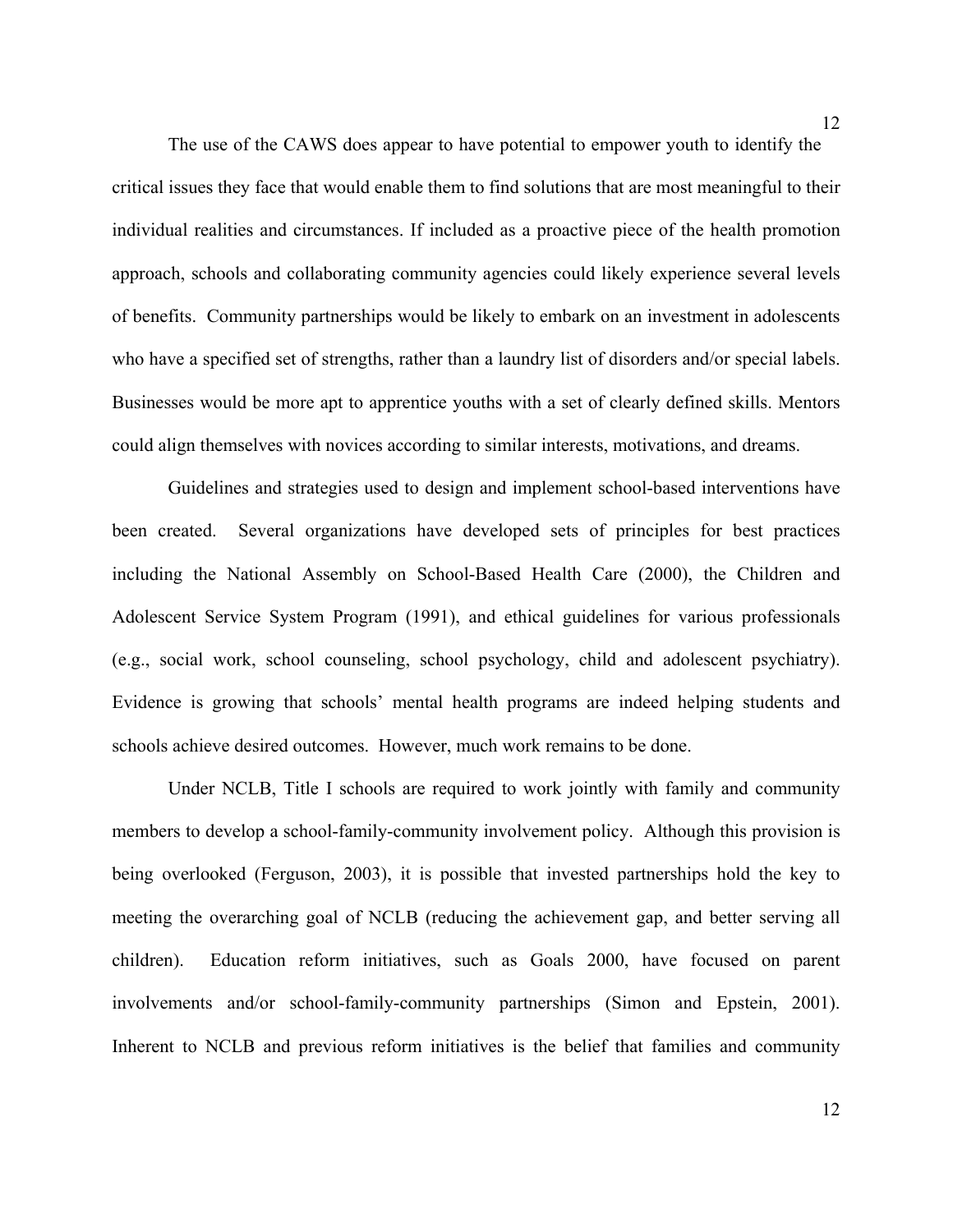The use of the CAWS does appear to have potential to empower youth to identify the critical issues they face that would enable them to find solutions that are most meaningful to their individual realities and circumstances. If included as a proactive piece of the health promotion approach, schools and collaborating community agencies could likely experience several levels of benefits. Community partnerships would be likely to embark on an investment in adolescents who have a specified set of strengths, rather than a laundry list of disorders and/or special labels. Businesses would be more apt to apprentice youths with a set of clearly defined skills. Mentors could align themselves with novices according to similar interests, motivations, and dreams.

Guidelines and strategies used to design and implement school-based interventions have been created. Several organizations have developed sets of principles for best practices including the National Assembly on School-Based Health Care (2000), the Children and Adolescent Service System Program (1991), and ethical guidelines for various professionals (e.g., social work, school counseling, school psychology, child and adolescent psychiatry). Evidence is growing that schools' mental health programs are indeed helping students and schools achieve desired outcomes. However, much work remains to be done.

Under NCLB, Title I schools are required to work jointly with family and community members to develop a school-family-community involvement policy. Although this provision is being overlooked (Ferguson, 2003), it is possible that invested partnerships hold the key to meeting the overarching goal of NCLB (reducing the achievement gap, and better serving all children). Education reform initiatives, such as Goals 2000, have focused on parent involvements and/or school-family-community partnerships (Simon and Epstein, 2001). Inherent to NCLB and previous reform initiatives is the belief that families and community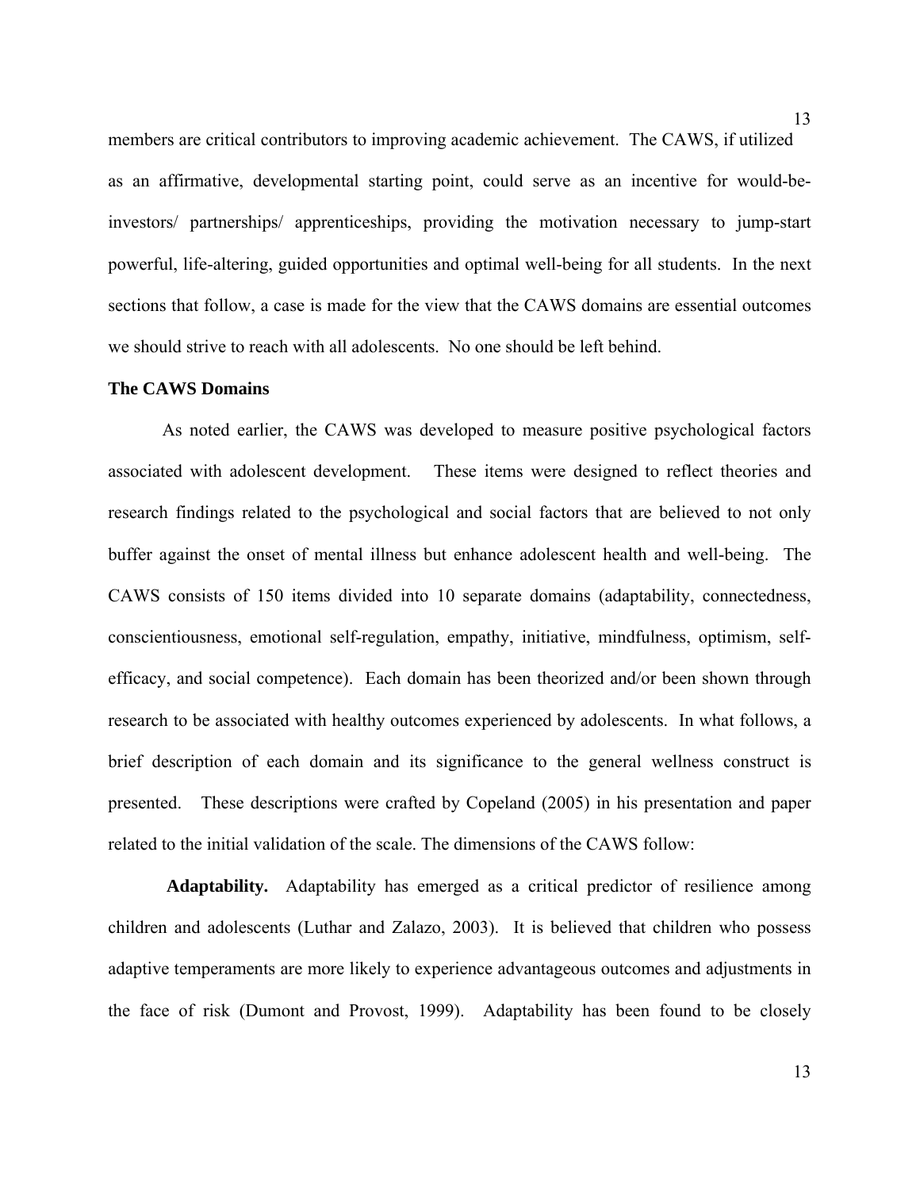members are critical contributors to improving academic achievement. The CAWS, if utilized as an affirmative, developmental starting point, could serve as an incentive for would-be-investors/ partnerships/ apprenticeships, providing the motivation necessary to jump-start powerful, life-altering, guided opportunities and optimal well-being for all students. In the next sections that follow, a case is made for the view that the CAWS domains are essential outcomes we should strive to reach with all adolescents. No one should be left behind.

**The CAWS Domains**

As noted earlier, the CAWS was developed to measure positive psychological factors associated with adolescent development. These items were designed to reflect theories and research findings related to the psychological and social factors that are believed to not only buffer against the onset of mental illness but enhance adolescent health and well-being. The CAWS consists of 150 items divided into 10 separate domains (adaptability, connectedness, conscientiousness, emotional self-regulation, empathy, initiative, mindfulness, optimism, self-efficacy, and social competence). Each domain has been theorized and/or been shown through research to be associated with healthy outcomes experienced by adolescents. In what follows, a brief description of each domain and its significance to the general wellness construct is presented. These descriptions were crafted by Copeland (2005) in his presentation and paper related to the initial validation of the scale. The dimensions of the CAWS follow:

**Adaptability.** Adaptability has emerged as a critical predictor of resilience among children and adolescents (Luthar and Zalazo, 2003). It is believed that children who possess adaptive temperaments are more likely to experience advantageous outcomes and adjustments in the face of risk (Dumont and Provost, 1999). Adaptability has been found to be closely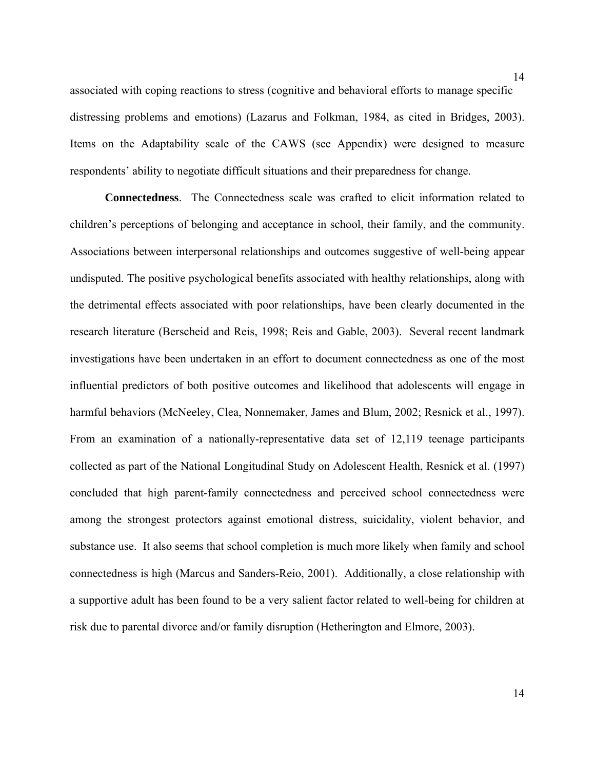associated with coping reactions to stress (cognitive and behavioral efforts to manage specific distressing problems and emotions) (Lazarus and Folkman, 1984, as cited in Bridges, 2003). Items on the Adaptability scale of the CAWS (see Appendix) were designed to measure respondents' ability to negotiate difficult situations and their preparedness for change.

**Connectedness**. The Connectedness scale was crafted to elicit information related to children's perceptions of belonging and acceptance in school, their family, and the community. Associations between interpersonal relationships and outcomes suggestive of well-being appear undisputed. The positive psychological benefits associated with healthy relationships, along with the detrimental effects associated with poor relationships, have been clearly documented in the research literature (Berscheid and Reis, 1998; Reis and Gable, 2003). Several recent landmark investigations have been undertaken in an effort to document connectedness as one of the most influential predictors of both positive outcomes and likelihood that adolescents will engage in harmful behaviors (McNeeley, Clea, Nonnemaker, James and Blum, 2002; Resnick et al., 1997). From an examination of a nationally-representative data set of 12,119 teenage participants collected as part of the National Longitudinal Study on Adolescent Health, Resnick et al. (1997) concluded that high parent-family connectedness and perceived school connectedness were among the strongest protectors against emotional distress, suicidality, violent behavior, and substance use. It also seems that school completion is much more likely when family and school connectedness is high (Marcus and Sanders-Reio, 2001). Additionally, a close relationship with a supportive adult has been found to be a very salient factor related to well-being for children at risk due to parental divorce and/or family disruption (Hetherington and Elmore, 2003).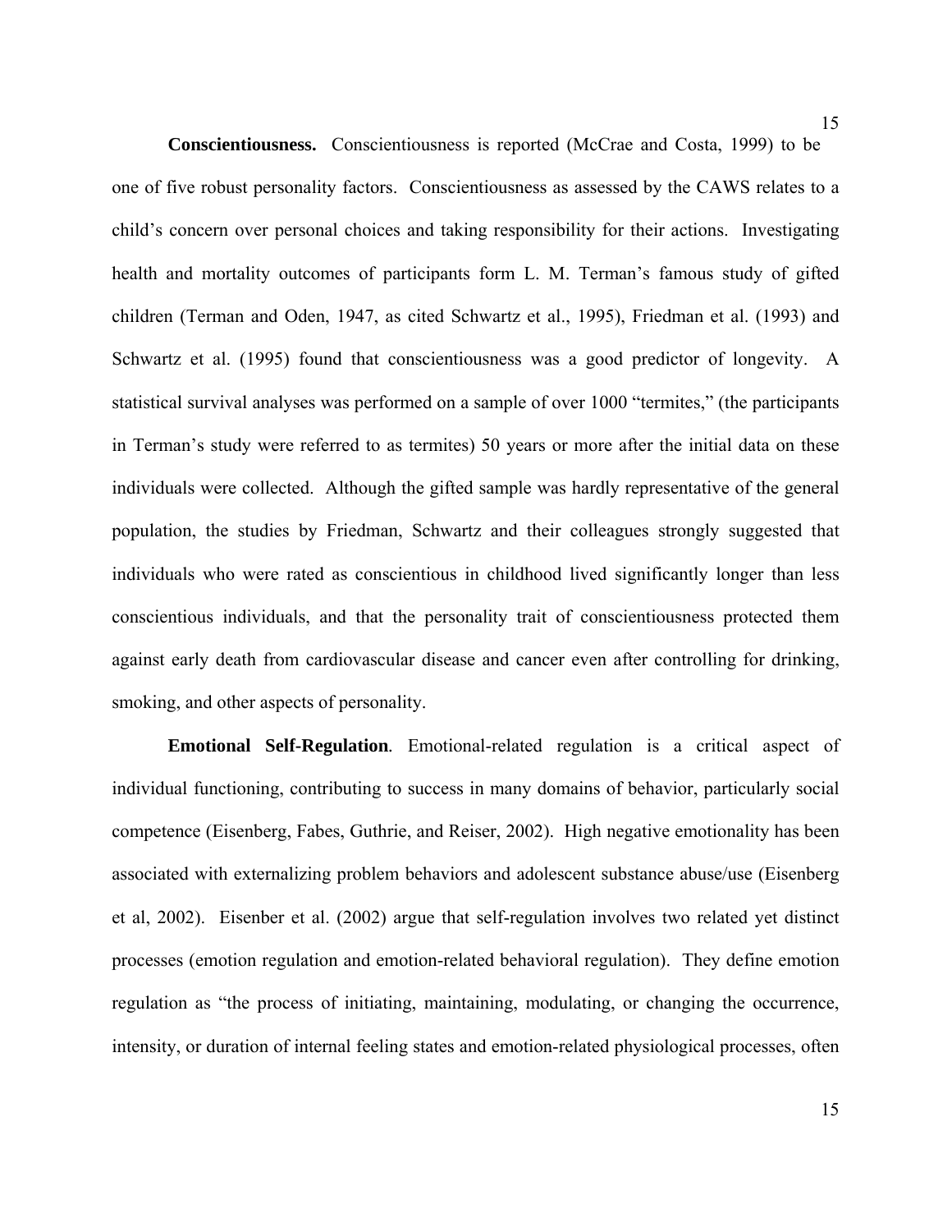**Conscientiousness.** Conscientiousness is reported (McCrae and Costa, 1999) to be one of five robust personality factors. Conscientiousness as assessed by the CAWS relates to a child's concern over personal choices and taking responsibility for their actions. Investigating health and mortality outcomes of participants form L. M. Terman's famous study of gifted children (Terman and Oden, 1947, as cited Schwartz et al., 1995), Friedman et al. (1993) and Schwartz et al. (1995) found that conscientiousness was a good predictor of longevity. A statistical survival analyses was performed on a sample of over 1000 "termites," (the participants in Terman's study were referred to as termites) 50 years or more after the initial data on these individuals were collected. Although the gifted sample was hardly representative of the general population, the studies by Friedman, Schwartz and their colleagues strongly suggested that individuals who were rated as conscientious in childhood lived significantly longer than less conscientious individuals, and that the personality trait of conscientiousness protected them against early death from cardiovascular disease and cancer even after controlling for drinking, smoking, and other aspects of personality.

**Emotional Self-Regulation**. Emotional-related regulation is a critical aspect of individual functioning, contributing to success in many domains of behavior, particularly social competence (Eisenberg, Fabes, Guthrie, and Reiser, 2002). High negative emotionality has been associated with externalizing problem behaviors and adolescent substance abuse/use (Eisenberg et al, 2002). Eisenber et al. (2002) argue that self-regulation involves two related yet distinct processes (emotion regulation and emotion-related behavioral regulation). They define emotion regulation as "the process of initiating, maintaining, modulating, or changing the occurrence, intensity, or duration of internal feeling states and emotion-related physiological processes, often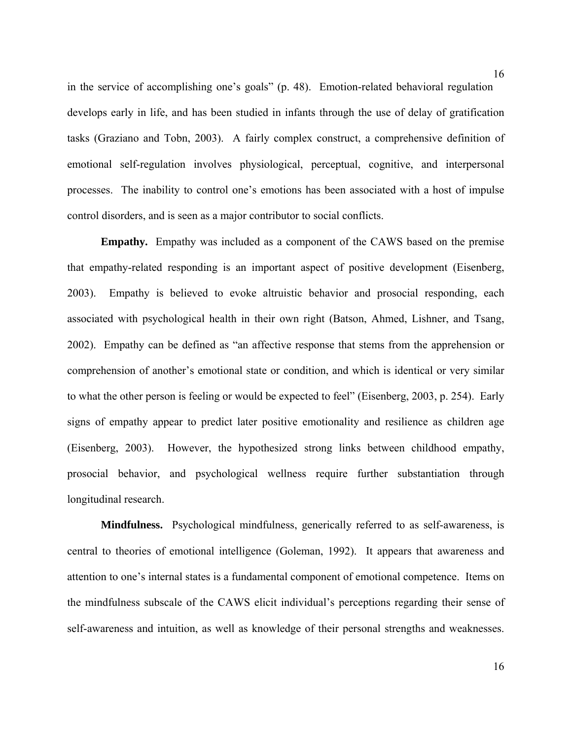in the service of accomplishing one's goals" (p. 48). Emotion-related behavioral regulation develops early in life, and has been studied in infants through the use of delay of gratification tasks (Graziano and Tobn, 2003). A fairly complex construct, a comprehensive definition of emotional self-regulation involves physiological, perceptual, cognitive, and interpersonal processes. The inability to control one's emotions has been associated with a host of impulse control disorders, and is seen as a major contributor to social conflicts.

**Empathy.** Empathy was included as a component of the CAWS based on the premise that empathy-related responding is an important aspect of positive development (Eisenberg, 2003). Empathy is believed to evoke altruistic behavior and prosocial responding, each associated with psychological health in their own right (Batson, Ahmed, Lishner, and Tsang, 2002). Empathy can be defined as "an affective response that stems from the apprehension or comprehension of another's emotional state or condition, and which is identical or very similar to what the other person is feeling or would be expected to feel" (Eisenberg, 2003, p. 254). Early signs of empathy appear to predict later positive emotionality and resilience as children age (Eisenberg, 2003). However, the hypothesized strong links between childhood empathy, prosocial behavior, and psychological wellness require further substantiation through longitudinal research.

**Mindfulness.** Psychological mindfulness, generically referred to as self-awareness, is central to theories of emotional intelligence (Goleman, 1992). It appears that awareness and attention to one's internal states is a fundamental component of emotional competence. Items on the mindfulness subscale of the CAWS elicit individual's perceptions regarding their sense of self-awareness and intuition, as well as knowledge of their personal strengths and weaknesses.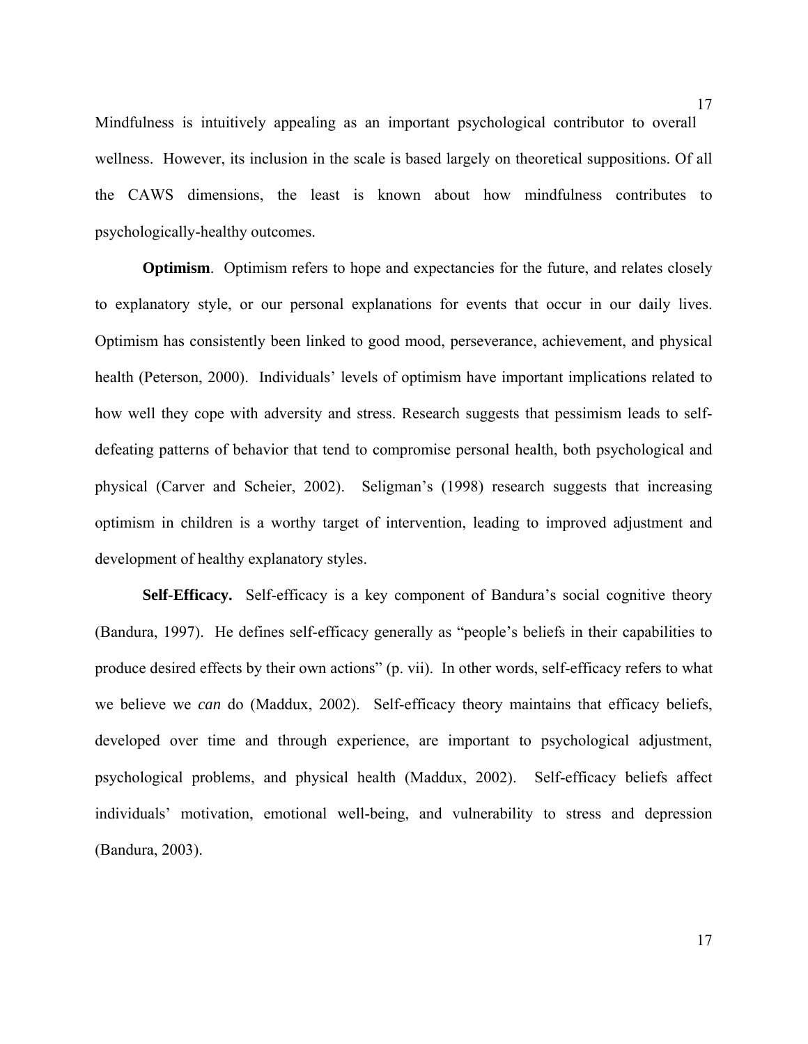Mindfulness is intuitively appealing as an important psychological contributor to overall wellness. However, its inclusion in the scale is based largely on theoretical suppositions. Of all the CAWS dimensions, the least is known about how mindfulness contributes to psychologically-healthy outcomes.

**Optimism**. Optimism refers to hope and expectancies for the future, and relates closely to explanatory style, or our personal explanations for events that occur in our daily lives. Optimism has consistently been linked to good mood, perseverance, achievement, and physical health (Peterson, 2000). Individuals' levels of optimism have important implications related to how well they cope with adversity and stress. Research suggests that pessimism leads to self-defeating patterns of behavior that tend to compromise personal health, both psychological and physical (Carver and Scheier, 2002). Seligman's (1998) research suggests that increasing optimism in children is a worthy target of intervention, leading to improved adjustment and development of healthy explanatory styles.

**Self-Efficacy.** Self-efficacy is a key component of Bandura's social cognitive theory (Bandura, 1997). He defines self-efficacy generally as "people's beliefs in their capabilities to produce desired effects by their own actions" (p. vii). In other words, self-efficacy refers to what we believe we *can* do (Maddux, 2002). Self-efficacy theory maintains that efficacy beliefs, developed over time and through experience, are important to psychological adjustment, psychological problems, and physical health (Maddux, 2002). Self-efficacy beliefs affect individuals' motivation, emotional well-being, and vulnerability to stress and depression (Bandura, 2003).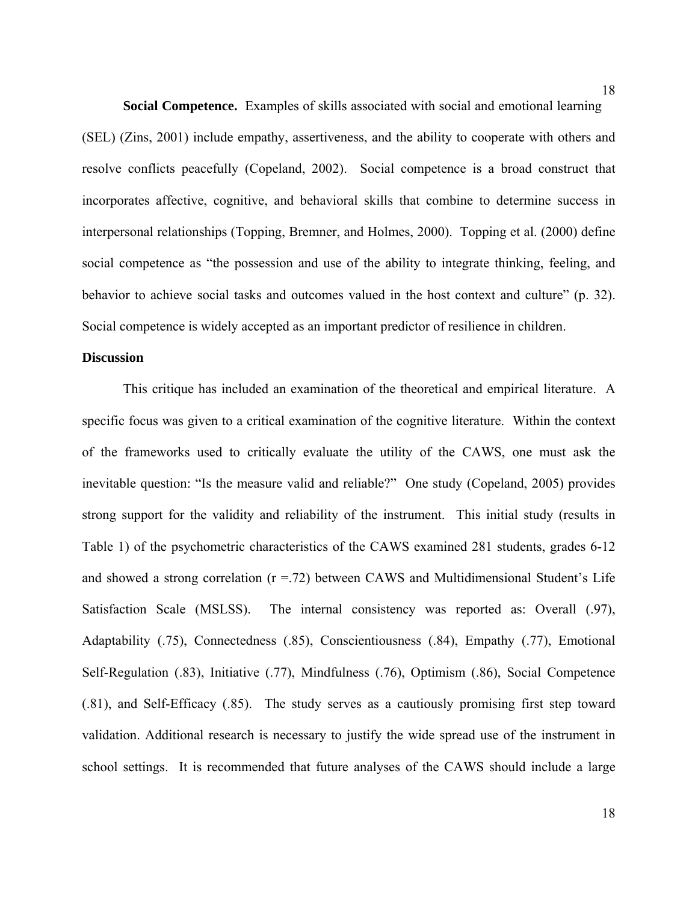**Social Competence.** Examples of skills associated with social and emotional learning (SEL) (Zins, 2001) include empathy, assertiveness, and the ability to cooperate with others and resolve conflicts peacefully (Copeland, 2002). Social competence is a broad construct that incorporates affective, cognitive, and behavioral skills that combine to determine success in interpersonal relationships (Topping, Bremner, and Holmes, 2000). Topping et al. (2000) define social competence as "the possession and use of the ability to integrate thinking, feeling, and behavior to achieve social tasks and outcomes valued in the host context and culture" (p. 32). Social competence is widely accepted as an important predictor of resilience in children.

**Discussion**

This critique has included an examination of the theoretical and empirical literature. A specific focus was given to a critical examination of the cognitive literature. Within the context of the frameworks used to critically evaluate the utility of the CAWS, one must ask the inevitable question: "Is the measure valid and reliable?" One study (Copeland, 2005) provides strong support for the validity and reliability of the instrument. This initial study (results in Table 1) of the psychometric characteristics of the CAWS examined 281 students, grades 6-12 and showed a strong correlation ($r = .72$) between CAWS and Multidimensional Student's Life Satisfaction Scale (MSLSS). The internal consistency was reported as: Overall (.97), Adaptability (.75), Connectedness (.85), Conscientiousness (.84), Empathy (.77), Emotional Self-Regulation (.83), Initiative (.77), Mindfulness (.76), Optimism (.86), Social Competence (.81), and Self-Efficacy (.85). The study serves as a cautiously promising first step toward validation. Additional research is necessary to justify the wide spread use of the instrument in school settings. It is recommended that future analyses of the CAWS should include a large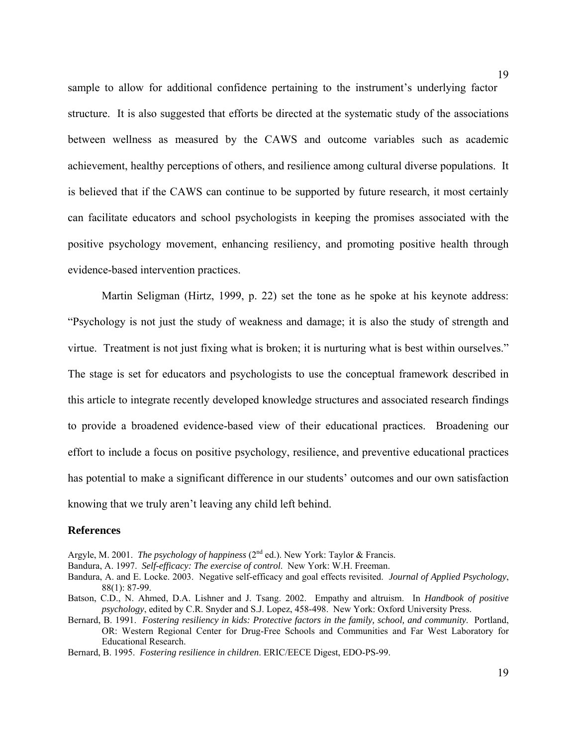sample to allow for additional confidence pertaining to the instrument's underlying factor structure. It is also suggested that efforts be directed at the systematic study of the associations between wellness as measured by the CAWS and outcome variables such as academic achievement, healthy perceptions of others, and resilience among cultural diverse populations. It is believed that if the CAWS can continue to be supported by future research, it most certainly can facilitate educators and school psychologists in keeping the promises associated with the positive psychology movement, enhancing resiliency, and promoting positive health through evidence-based intervention practices.

Martin Seligman (Hirtz, 1999, p. 22) set the tone as he spoke at his keynote address: "Psychology is not just the study of weakness and damage; it is also the study of strength and virtue. Treatment is not just fixing what is broken; it is nurturing what is best within ourselves." The stage is set for educators and psychologists to use the conceptual framework described in this article to integrate recently developed knowledge structures and associated research findings to provide a broadened evidence-based view of their educational practices. Broadening our effort to include a focus on positive psychology, resilience, and preventive educational practices has potential to make a significant difference in our students' outcomes and our own satisfaction knowing that we truly aren't leaving any child left behind.

## References

Argyle, M. 2001. *The psychology of happiness* (2nd ed.). New York: Taylor & Francis.

Bandura, A. 1997. *Self-efficacy: The exercise of control.* New York: W.H. Freeman.

Bandura, A. and E. Locke. 2003. Negative self-efficacy and goal effects revisited. *Journal of Applied Psychology*, 88(1): 87-99.

Batson, C.D., N. Ahmed, D.A. Lishner and J. Tsang. 2002. Empathy and altruism. In *Handbook of positive psychology*, edited by C.R. Snyder and S.J. Lopez, 458-498. New York: Oxford University Press.

Bernard, B. 1991. *Fostering resiliency in kids: Protective factors in the family, school, and community.* Portland, OR: Western Regional Center for Drug-Free Schools and Communities and Far West Laboratory for Educational Research.

Bernard, B. 1995. *Fostering resilience in children*. ERIC/EECE Digest, EDO-PS-99.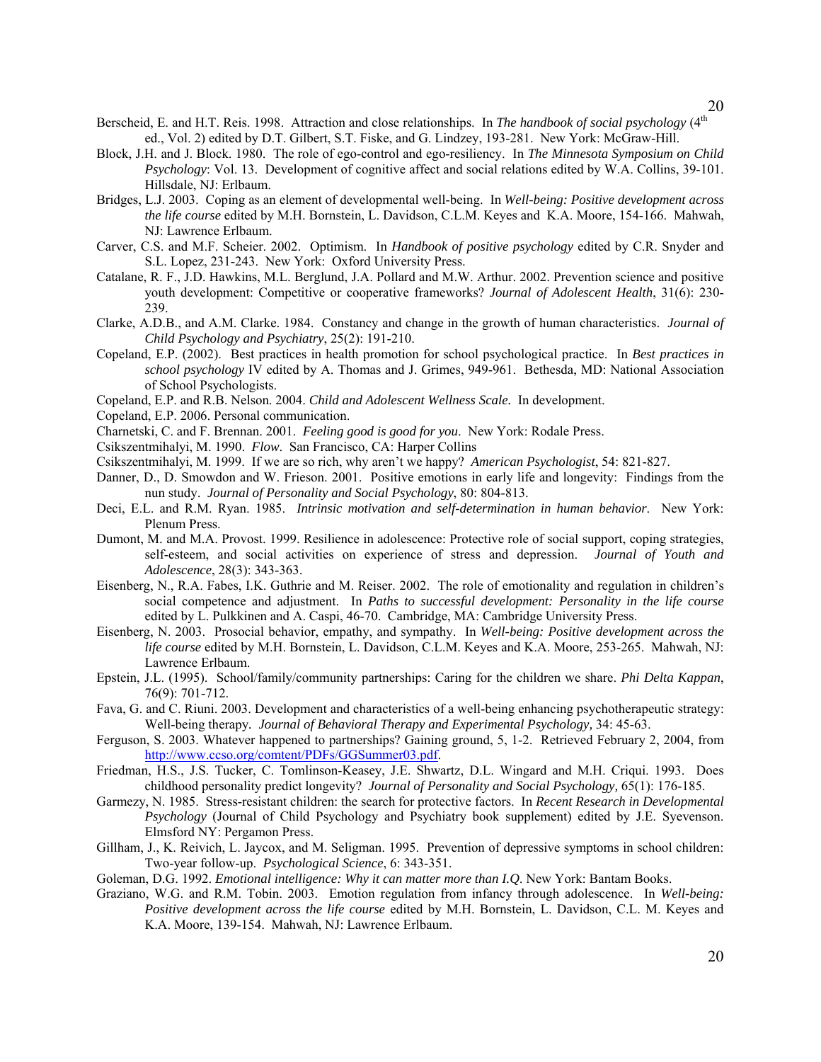Berscheid, E. and H.T. Reis. 1998. Attraction and close relationships. In *The handbook of social psychology* (4th ed., Vol. 2) edited by D.T. Gilbert, S.T. Fiske, and G. Lindzey, 193-281. New York: McGraw-Hill.

Block, J.H. and J. Block. 1980. The role of ego-control and ego-resiliency. In *The Minnesota Symposium on Child Psychology*: Vol. 13. Development of cognitive affect and social relations edited by W.A. Collins, 39-101. Hillsdale, NJ: Erlbaum.

Bridges, L.J. 2003. Coping as an element of developmental well-being. In *Well-being: Positive development across the life course* edited by M.H. Bornstein, L. Davidson, C.L.M. Keyes and K.A. Moore, 154-166. Mahwah, NJ: Lawrence Erlbaum.

Carver, C.S. and M.F. Scheier. 2002. Optimism. In *Handbook of positive psychology* edited by C.R. Snyder and S.L. Lopez, 231-243. New York: Oxford University Press.

Catalane, R. F., J.D. Hawkins, M.L. Berglund, J.A. Pollard and M.W. Arthur. 2002. Prevention science and positive youth development: Competitive or cooperative frameworks? *Journal of Adolescent Health*, 31(6): 230-239.

Clarke, A.D.B., and A.M. Clarke. 1984. Constancy and change in the growth of human characteristics. *Journal of Child Psychology and Psychiatry*, 25(2): 191-210.

Copeland, E.P. (2002). Best practices in health promotion for school psychological practice. In *Best practices in school psychology* IV edited by A. Thomas and J. Grimes, 949-961. Bethesda, MD: National Association of School Psychologists.

Copeland, E.P. and R.B. Nelson. 2004. *Child and Adolescent Wellness Scale.* In development.

Copeland, E.P. 2006. Personal communication.

Charnetski, C. and F. Brennan. 2001. *Feeling good is good for you*. New York: Rodale Press.

Csikszentmihalyi, M. 1990. *Flow*. San Francisco, CA: Harper Collins

Csikszentmihalyi, M. 1999. If we are so rich, why aren't we happy? *American Psychologist*, 54: 821-827.

Danner, D., D. Smowdon and W. Frieson. 2001. Positive emotions in early life and longevity: Findings from the nun study. *Journal of Personality and Social Psychology*, 80: 804-813.

Deci, E.L. and R.M. Ryan. 1985. *Intrinsic motivation and self-determination in human behavior*. New York: Plenum Press.

Dumont, M. and M.A. Provost. 1999. Resilience in adolescence: Protective role of social support, coping strategies, self-esteem, and social activities on experience of stress and depression. *Journal of Youth and Adolescence*, 28(3): 343-363.

Eisenberg, N., R.A. Fabes, I.K. Guthrie and M. Reiser. 2002. The role of emotionality and regulation in children's social competence and adjustment. In *Paths to successful development: Personality in the life course* edited by L. Pulkkinen and A. Caspi, 46-70. Cambridge, MA: Cambridge University Press.

Eisenberg, N. 2003. Prosocial behavior, empathy, and sympathy. In *Well-being: Positive development across the life course* edited by M.H. Bornstein, L. Davidson, C.L.M. Keyes and K.A. Moore, 253-265. Mahwah, NJ: Lawrence Erlbaum.

Epstein, J.L. (1995). School/family/community partnerships: Caring for the children we share. *Phi Delta Kappan*, 76(9): 701-712.

Fava, G. and C. Riuni. 2003. Development and characteristics of a well-being enhancing psychotherapeutic strategy: Well-being therapy. *Journal of Behavioral Therapy and Experimental Psychology,* 34: 45-63.

Ferguson, S. 2003. Whatever happened to partnerships? Gaining ground, 5, 1-2. Retrieved February 2, 2004, from http://www.ccso.org/comtent/PDFs/GGSummer03.pdf.

Friedman, H.S., J.S. Tucker, C. Tomlinson-Keasey, J.E. Shwartz, D.L. Wingard and M.H. Criqui. 1993. Does childhood personality predict longevity? *Journal of Personality and Social Psychology,* 65(1): 176-185.

Garmezy, N. 1985. Stress-resistant children: the search for protective factors. In *Recent Research in Developmental Psychology* (Journal of Child Psychology and Psychiatry book supplement) edited by J.E. Syevenson. Elmsford NY: Pergamon Press.

Gillham, J., K. Reivich, L. Jaycox, and M. Seligman. 1995. Prevention of depressive symptoms in school children: Two-year follow-up. *Psychological Science*, 6: 343-351.

Goleman, D.G. 1992. *Emotional intelligence: Why it can matter more than I.Q*. New York: Bantam Books.

Graziano, W.G. and R.M. Tobin. 2003. Emotion regulation from infancy through adolescence. In *Well-being: Positive development across the life course* edited by M.H. Bornstein, L. Davidson, C.L. M. Keyes and K.A. Moore, 139-154. Mahwah, NJ: Lawrence Erlbaum.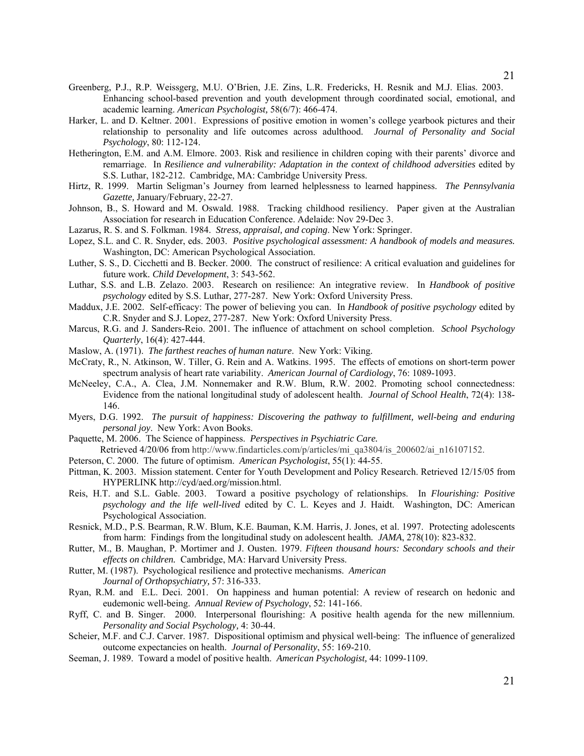Greenberg, P.J., R.P. Weissgerg, M.U. O'Brien, J.E. Zins, L.R. Fredericks, H. Resnik and M.J. Elias. 2003. Enhancing school-based prevention and youth development through coordinated social, emotional, and academic learning. *American Psychologist*, 58(6/7): 466-474.

Harker, L. and D. Keltner. 2001. Expressions of positive emotion in women's college yearbook pictures and their relationship to personality and life outcomes across adulthood. *Journal of Personality and Social Psychology*, 80: 112-124.

Hetherington, E.M. and A.M. Elmore. 2003. Risk and resilience in children coping with their parents' divorce and remarriage. In *Resilience and vulnerability: Adaptation in the context of childhood adversities* edited by S.S. Luthar, 182-212. Cambridge, MA: Cambridge University Press.

Hirtz, R. 1999. Martin Seligman's Journey from learned helplessness to learned happiness. *The Pennsylvania Gazette,* January/February, 22-27.

Johnson, B., S. Howard and M. Oswald. 1988. Tracking childhood resiliency. Paper given at the Australian Association for research in Education Conference. Adelaide: Nov 29-Dec 3.

Lazarus, R. S. and S. Folkman. 1984. *Stress, appraisal, and coping*. New York: Springer.

Lopez, S.L. and C. R. Snyder, eds. 2003. *Positive psychological assessment: A handbook of models and measures.* Washington, DC: American Psychological Association.

Luther, S. S., D. Cicchetti and B. Becker. 2000. The construct of resilience: A critical evaluation and guidelines for future work. *Child Development*, 3: 543-562.

Luthar, S.S. and L.B. Zelazo. 2003. Research on resilience: An integrative review. In *Handbook of positive psychology* edited by S.S. Luthar, 277-287. New York: Oxford University Press.

Maddux, J.E. 2002. Self-efficacy: The power of believing you can. In *Handbook of positive psychology* edited by C.R. Snyder and S.J. Lopez, 277-287. New York: Oxford University Press.

Marcus, R.G. and J. Sanders-Reio. 2001. The influence of attachment on school completion. *School Psychology Quarterly*, 16(4): 427-444.

Maslow, A. (1971). *The farthest reaches of human nature*. New York: Viking.

McCraty, R., N. Atkinson, W. Tiller, G. Rein and A. Watkins. 1995. The effects of emotions on short-term power spectrum analysis of heart rate variability. *American Journal of Cardiology*, 76: 1089-1093.

McNeeley, C.A., A. Clea, J.M. Nonnemaker and R.W. Blum, R.W. 2002. Promoting school connectedness: Evidence from the national longitudinal study of adolescent health. *Journal of School Health*, 72(4): 138-146.

Myers, D.G. 1992. *The pursuit of happiness: Discovering the pathway to fulfillment, well-being and enduring personal joy*. New York: Avon Books.

Paquette, M. 2006. The Science of happiness. *Perspectives in Psychiatric Care.* Retrieved 4/20/06 from http://www.findarticles.com/p/articles/mi_qa3804/is_200602/ai_n16107152.

Peterson, C. 2000. The future of optimism. *American Psychologist*, 55(1): 44-55.

Pittman, K. 2003. Mission statement. Center for Youth Development and Policy Research. Retrieved 12/15/05 from HYPERLINK http://cyd/aed.org/mission.html.

Reis, H.T. and S.L. Gable. 2003. Toward a positive psychology of relationships. In *Flourishing: Positive psychology and the life well-lived* edited by C. L. Keyes and J. Haidt. Washington, DC: American Psychological Association.

Resnick, M.D., P.S. Bearman, R.W. Blum, K.E. Bauman, K.M. Harris, J. Jones, et al. 1997. Protecting adolescents from harm: Findings from the longitudinal study on adolescent health. *JAMA*, 278(10): 823-832.

Rutter, M., B. Maughan, P. Mortimer and J. Ousten. 1979. *Fifteen thousand hours: Secondary schools and their effects on children.* Cambridge, MA: Harvard University Press.

Rutter, M. (1987). Psychological resilience and protective mechanisms. *American Journal of Orthopsychiatry,* 57: 316-333.

Ryan, R.M. and E.L. Deci. 2001. On happiness and human potential: A review of research on hedonic and eudemonic well-being. *Annual Review of Psychology*, 52: 141-166.

Ryff, C. and B. Singer. 2000. Interpersonal flourishing: A positive health agenda for the new millennium. *Personality and Social Psychology,* 4: 30-44.

Scheier, M.F. and C.J. Carver. 1987. Dispositional optimism and physical well-being: The influence of generalized outcome expectancies on health. *Journal of Personality*, 55: 169-210.

Seeman, J. 1989. Toward a model of positive health. *American Psychologist,* 44: 1099-1109.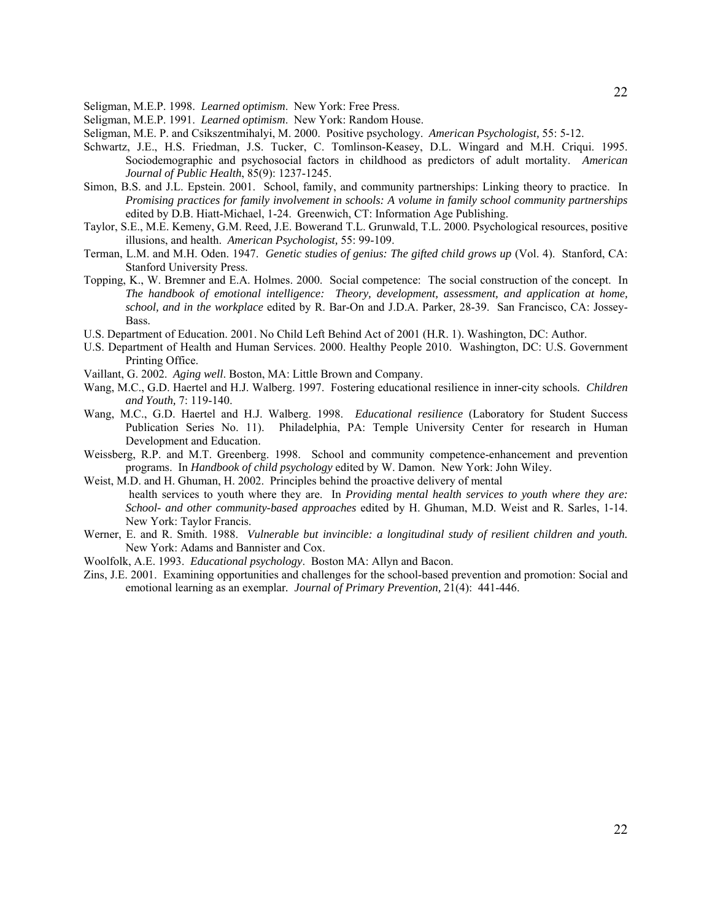Seligman, M.E.P. 1998. *Learned optimism*. New York: Free Press.

Seligman, M.E.P. 1991. *Learned optimism*. New York: Random House.

Seligman, M.E. P. and Csikszentmihalyi, M. 2000. Positive psychology. *American Psychologist,* 55: 5-12.

Schwartz, J.E., H.S. Friedman, J.S. Tucker, C. Tomlinson-Keasey, D.L. Wingard and M.H. Criqui. 1995. Sociodemographic and psychosocial factors in childhood as predictors of adult mortality. *American Journal of Public Health*, 85(9): 1237-1245.

Simon, B.S. and J.L. Epstein. 2001. School, family, and community partnerships: Linking theory to practice. In *Promising practices for family involvement in schools: A volume in family school community partnerships* edited by D.B. Hiatt-Michael, 1-24. Greenwich, CT: Information Age Publishing.

Taylor, S.E., M.E. Kemeny, G.M. Reed, J.E. Bowerand T.L. Grunwald, T.L. 2000. Psychological resources, positive illusions, and health. *American Psychologist,* 55: 99-109.

Terman, L.M. and M.H. Oden. 1947. *Genetic studies of genius: The gifted child grows up* (Vol. 4). Stanford, CA: Stanford University Press.

Topping, K., W. Bremner and E.A. Holmes. 2000. Social competence: The social construction of the concept. In *The handbook of emotional intelligence: Theory, development, assessment, and application at home, school, and in the workplace* edited by R. Bar-On and J.D.A. Parker, 28-39. San Francisco, CA: Jossey-Bass.

U.S. Department of Education. 2001. No Child Left Behind Act of 2001 (H.R. 1). Washington, DC: Author.

U.S. Department of Health and Human Services. 2000. Healthy People 2010. Washington, DC: U.S. Government Printing Office.

Vaillant, G. 2002. *Aging well*. Boston, MA: Little Brown and Company.

Wang, M.C., G.D. Haertel and H.J. Walberg. 1997. Fostering educational resilience in inner-city schools. *Children and Youth,* 7: 119-140.

Wang, M.C., G.D. Haertel and H.J. Walberg. 1998. *Educational resilience* (Laboratory for Student Success Publication Series No. 11). Philadelphia, PA: Temple University Center for research in Human Development and Education.

Weissberg, R.P. and M.T. Greenberg. 1998. School and community competence-enhancement and prevention programs. In *Handbook of child psychology* edited by W. Damon. New York: John Wiley.

Weist, M.D. and H. Ghuman, H. 2002. Principles behind the proactive delivery of mental health services to youth where they are. In *Providing mental health services to youth where they are: School- and other community-based approaches* edited by H. Ghuman, M.D. Weist and R. Sarles, 1-14. New York: Taylor Francis.

Werner, E. and R. Smith. 1988. *Vulnerable but invincible: a longitudinal study of resilient children and youth.* New York: Adams and Bannister and Cox.

Woolfolk, A.E. 1993. *Educational psychology*. Boston MA: Allyn and Bacon.

Zins, J.E. 2001. Examining opportunities and challenges for the school-based prevention and promotion: Social and emotional learning as an exemplar. *Journal of Primary Prevention,* 21(4): 441-446.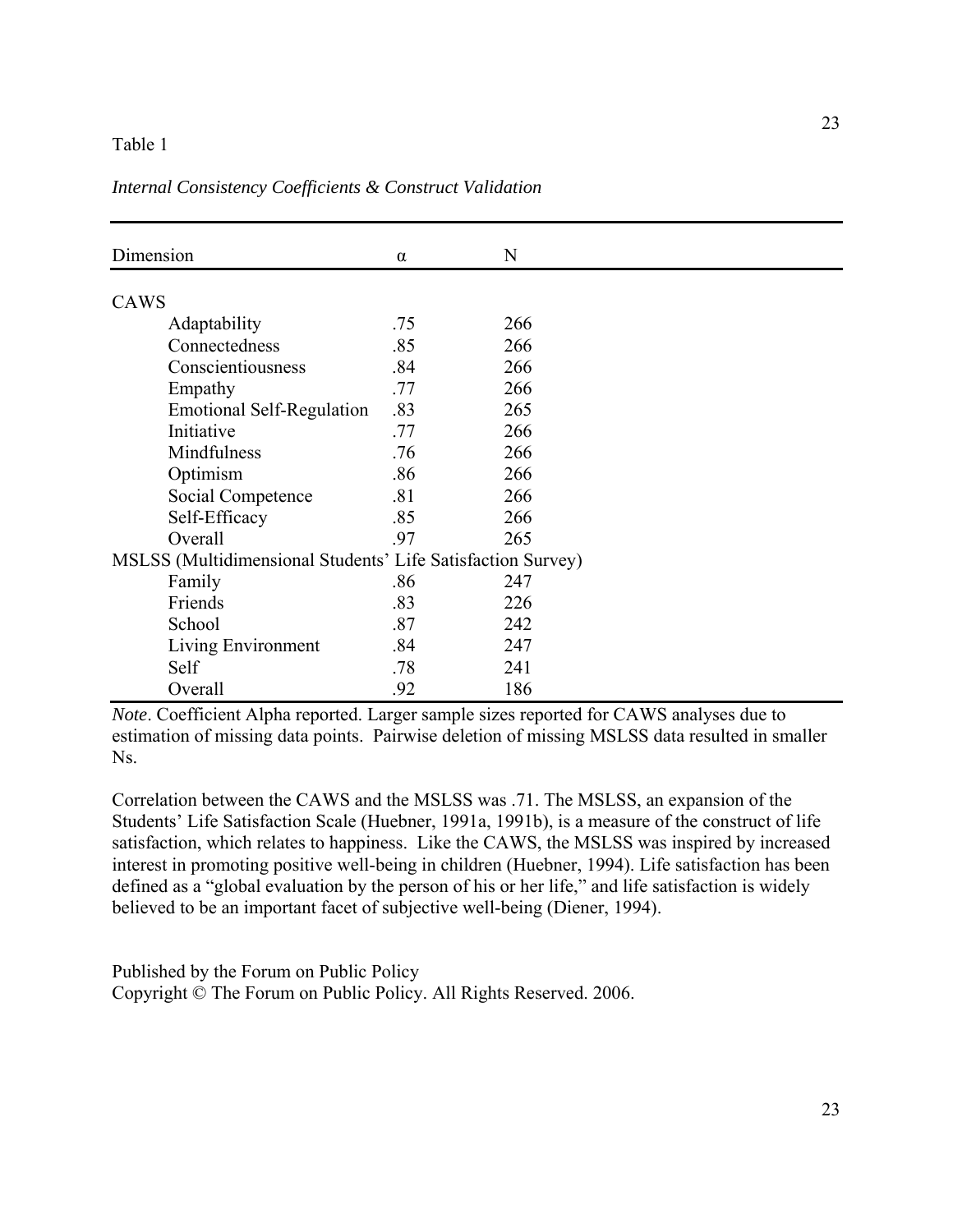Table 1

*Internal Consistency Coefficients & Construct Validation*

| Dimension | α | N |
|---|---|---|
| CAWS | | |
| Adaptability | .75 | 266 |
| Connectedness | .85 | 266 |
| Conscientiousness | .84 | 266 |
| Empathy | .77 | 266 |
| Emotional Self-Regulation | .83 | 265 |
| Initiative | .77 | 266 |
| Mindfulness | .76 | 266 |
| Optimism | .86 | 266 |
| Social Competence | .81 | 266 |
| Self-Efficacy | .85 | 266 |
| Overall | .97 | 265 |
| MSLSS (Multidimensional Students' Life Satisfaction Survey) | | |
| Family | .86 | 247 |
| Friends | .83 | 226 |
| School | .87 | 242 |
| Living Environment | .84 | 247 |
| Self | .78 | 241 |
| Overall | .92 | 186 |

*Note*. Coefficient Alpha reported. Larger sample sizes reported for CAWS analyses due to estimation of missing data points. Pairwise deletion of missing MSLSS data resulted in smaller Ns.

Correlation between the CAWS and the MSLSS was .71. The MSLSS, an expansion of the Students' Life Satisfaction Scale (Huebner, 1991a, 1991b), is a measure of the construct of life satisfaction, which relates to happiness. Like the CAWS, the MSLSS was inspired by increased interest in promoting positive well-being in children (Huebner, 1994). Life satisfaction has been defined as a "global evaluation by the person of his or her life," and life satisfaction is widely believed to be an important facet of subjective well-being (Diener, 1994).

Published by the Forum on Public Policy
Copyright © The Forum on Public Policy. All Rights Reserved. 2006.